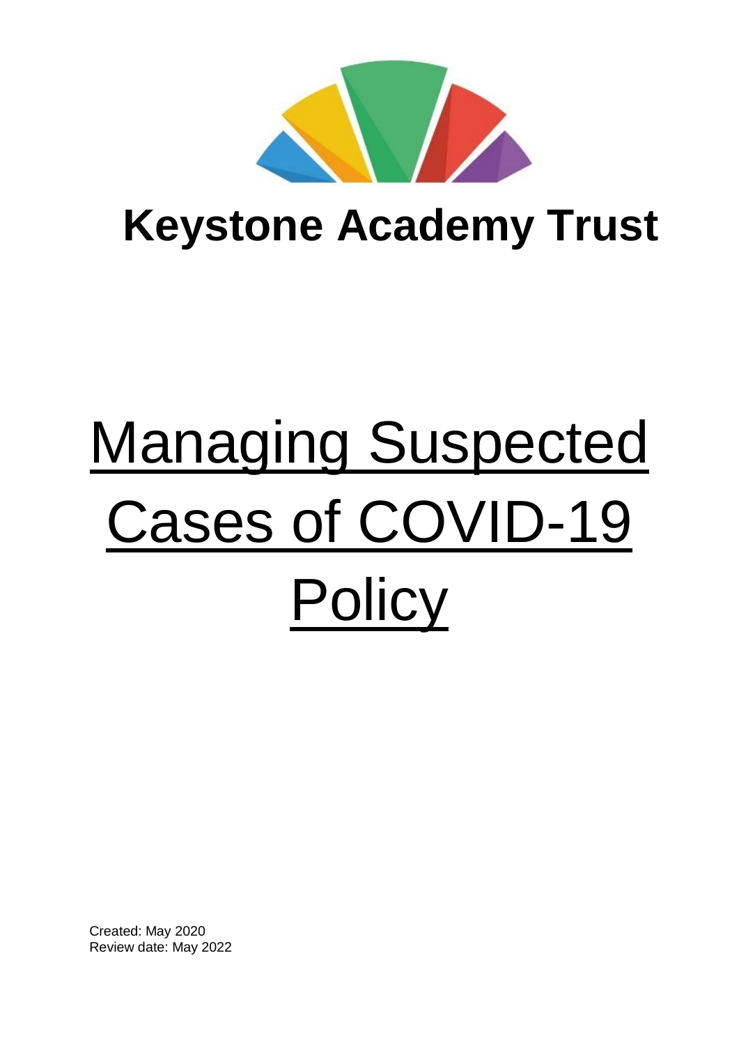# Keystone Academy Trust

# Managing Suspected Cases of COVID-19 Policy

Created: May 2020
Review date: May 2022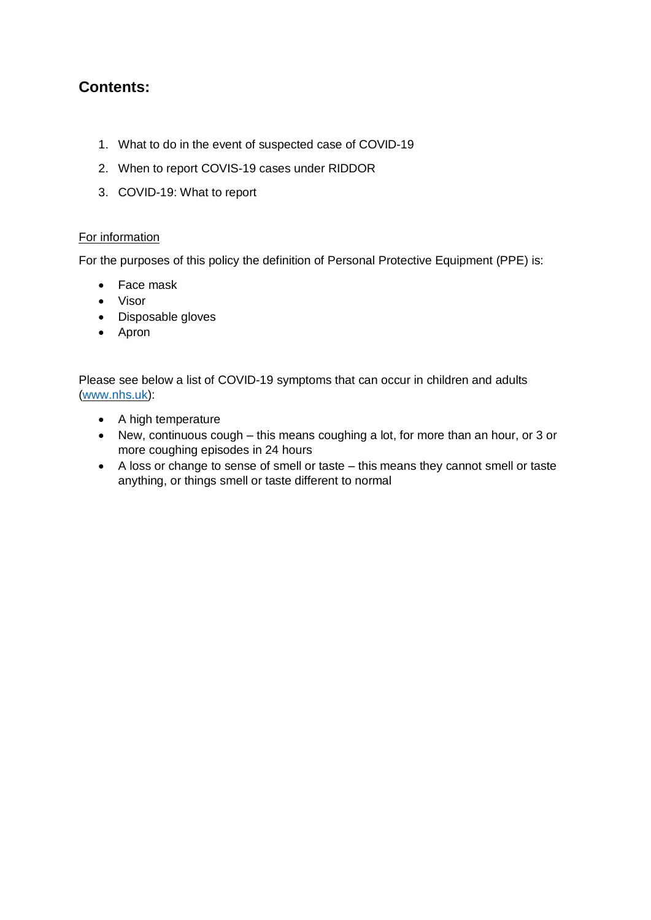## Contents:

1. What to do in the event of suspected case of COVID-19
2. When to report COVIS-19 cases under RIDDOR
3. COVID-19: What to report

For information

For the purposes of this policy the definition of Personal Protective Equipment (PPE) is:

- Face mask
- Visor
- Disposable gloves
- Apron

Please see below a list of COVID-19 symptoms that can occur in children and adults (www.nhs.uk):

- A high temperature
- New, continuous cough – this means coughing a lot, for more than an hour, or 3 or more coughing episodes in 24 hours
- A loss or change to sense of smell or taste – this means they cannot smell or taste anything, or things smell or taste different to normal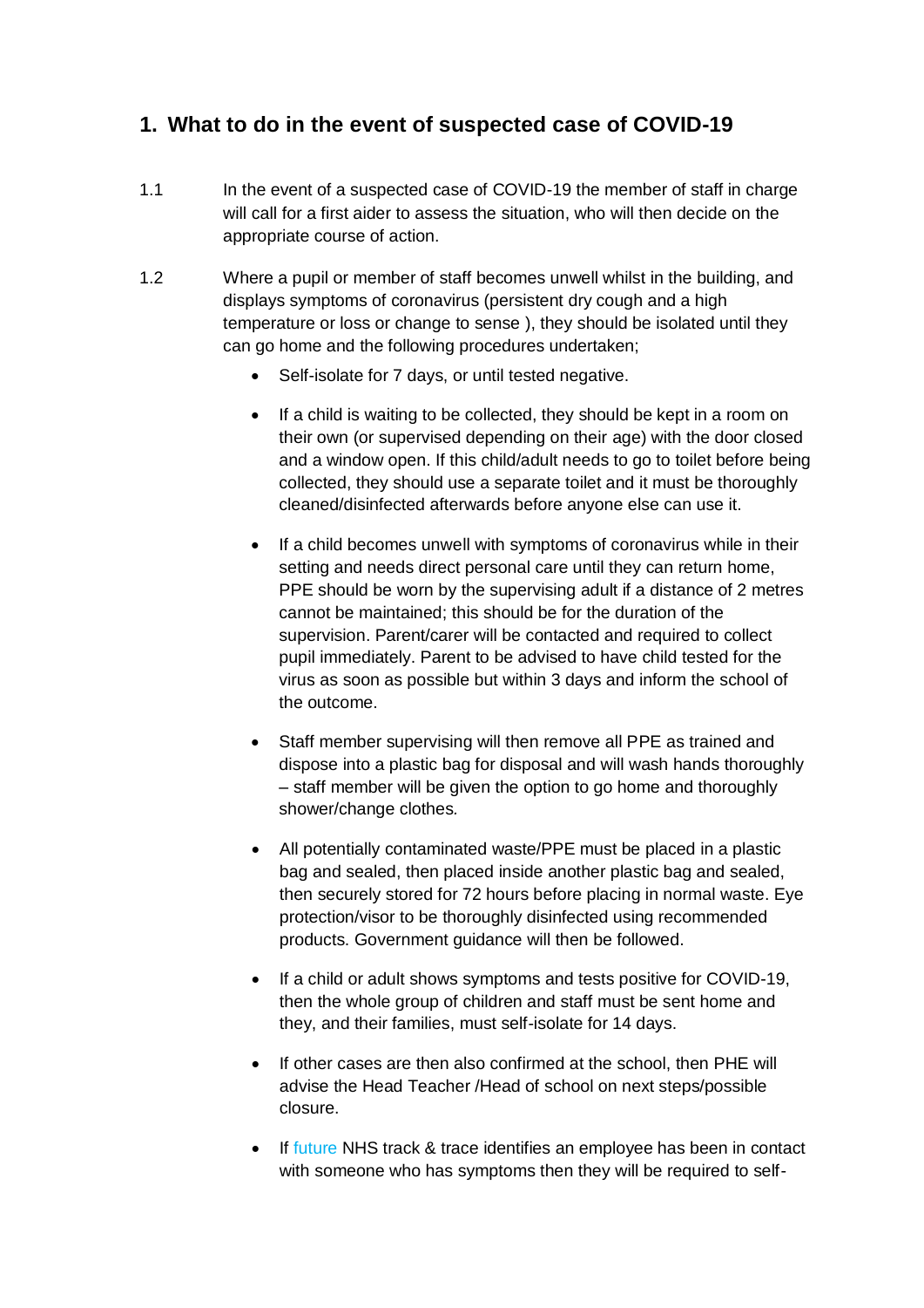## 1. What to do in the event of suspected case of COVID-19

1.1 In the event of a suspected case of COVID-19 the member of staff in charge will call for a first aider to assess the situation, who will then decide on the appropriate course of action.

1.2 Where a pupil or member of staff becomes unwell whilst in the building, and displays symptoms of coronavirus (persistent dry cough and a high temperature or loss or change to sense ), they should be isolated until they can go home and the following procedures undertaken;

- Self-isolate for 7 days, or until tested negative.
- If a child is waiting to be collected, they should be kept in a room on their own (or supervised depending on their age) with the door closed and a window open. If this child/adult needs to go to toilet before being collected, they should use a separate toilet and it must be thoroughly cleaned/disinfected afterwards before anyone else can use it.
- If a child becomes unwell with symptoms of coronavirus while in their setting and needs direct personal care until they can return home, PPE should be worn by the supervising adult if a distance of 2 metres cannot be maintained; this should be for the duration of the supervision. Parent/carer will be contacted and required to collect pupil immediately. Parent to be advised to have child tested for the virus as soon as possible but within 3 days and inform the school of the outcome.
- Staff member supervising will then remove all PPE as trained and dispose into a plastic bag for disposal and will wash hands thoroughly – staff member will be given the option to go home and thoroughly shower/change clothes.
- All potentially contaminated waste/PPE must be placed in a plastic bag and sealed, then placed inside another plastic bag and sealed, then securely stored for 72 hours before placing in normal waste. Eye protection/visor to be thoroughly disinfected using recommended products. Government guidance will then be followed.
- If a child or adult shows symptoms and tests positive for COVID-19, then the whole group of children and staff must be sent home and they, and their families, must self-isolate for 14 days.
- If other cases are then also confirmed at the school, then PHE will advise the Head Teacher /Head of school on next steps/possible closure.
- If future NHS track & trace identifies an employee has been in contact with someone who has symptoms then they will be required to self-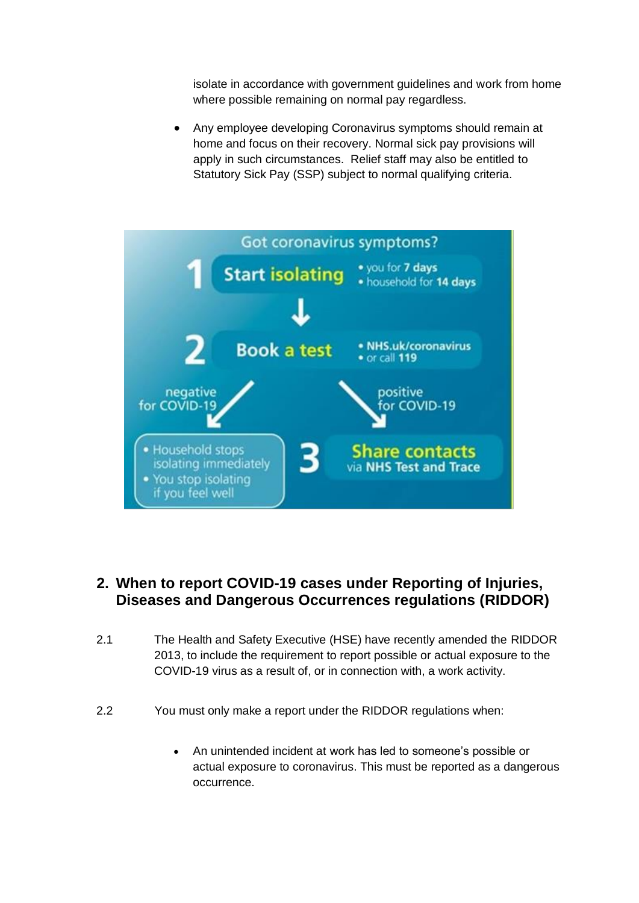isolate in accordance with government guidelines and work from home where possible remaining on normal pay regardless.

- Any employee developing Coronavirus symptoms should remain at home and focus on their recovery. Normal sick pay provisions will apply in such circumstances. Relief staff may also be entitled to Statutory Sick Pay (SSP) subject to normal qualifying criteria.

Got coronavirus symptoms?

1 **Start isolating**
- you for **7 days**
- household for **14 days**

2 **Book a test**
- **NHS.uk/coronavirus**
- or call **119**

negative for COVID-19
- Household stops isolating immediately
- You stop isolating if you feel well

positive for COVID-19

3 **Share contacts** via **NHS Test and Trace**

## 2. When to report COVID-19 cases under Reporting of Injuries, Diseases and Dangerous Occurrences regulations (RIDDOR)

2.1 The Health and Safety Executive (HSE) have recently amended the RIDDOR 2013, to include the requirement to report possible or actual exposure to the COVID-19 virus as a result of, or in connection with, a work activity.

2.2 You must only make a report under the RIDDOR regulations when:

- An unintended incident at work has led to someone's possible or actual exposure to coronavirus. This must be reported as a dangerous occurrence.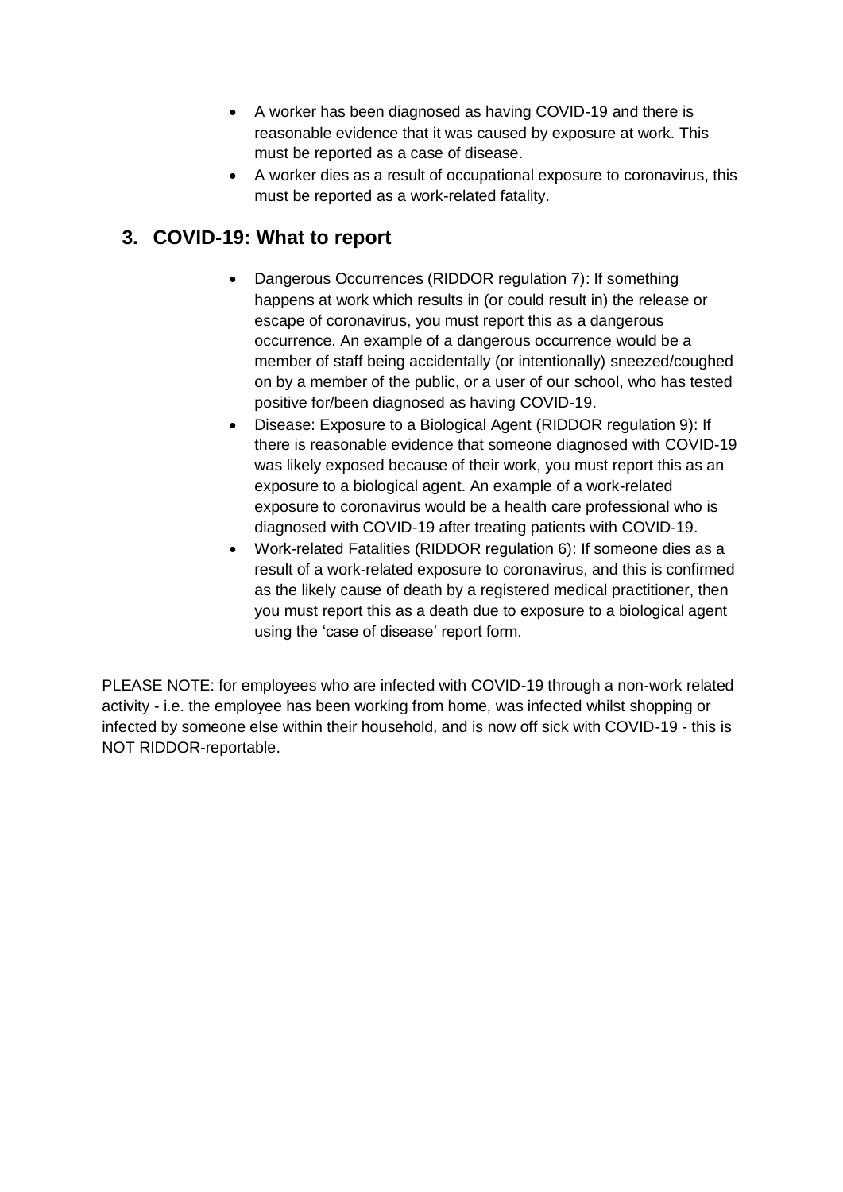- A worker has been diagnosed as having COVID-19 and there is reasonable evidence that it was caused by exposure at work. This must be reported as a case of disease.
- A worker dies as a result of occupational exposure to coronavirus, this must be reported as a work-related fatality.

## 3. COVID-19: What to report

- Dangerous Occurrences (RIDDOR regulation 7): If something happens at work which results in (or could result in) the release or escape of coronavirus, you must report this as a dangerous occurrence. An example of a dangerous occurrence would be a member of staff being accidentally (or intentionally) sneezed/coughed on by a member of the public, or a user of our school, who has tested positive for/been diagnosed as having COVID-19.
- Disease: Exposure to a Biological Agent (RIDDOR regulation 9): If there is reasonable evidence that someone diagnosed with COVID-19 was likely exposed because of their work, you must report this as an exposure to a biological agent. An example of a work-related exposure to coronavirus would be a health care professional who is diagnosed with COVID-19 after treating patients with COVID-19.
- Work-related Fatalities (RIDDOR regulation 6): If someone dies as a result of a work-related exposure to coronavirus, and this is confirmed as the likely cause of death by a registered medical practitioner, then you must report this as a death due to exposure to a biological agent using the 'case of disease' report form.

PLEASE NOTE: for employees who are infected with COVID-19 through a non-work related activity - i.e. the employee has been working from home, was infected whilst shopping or infected by someone else within their household, and is now off sick with COVID-19 - this is NOT RIDDOR-reportable.